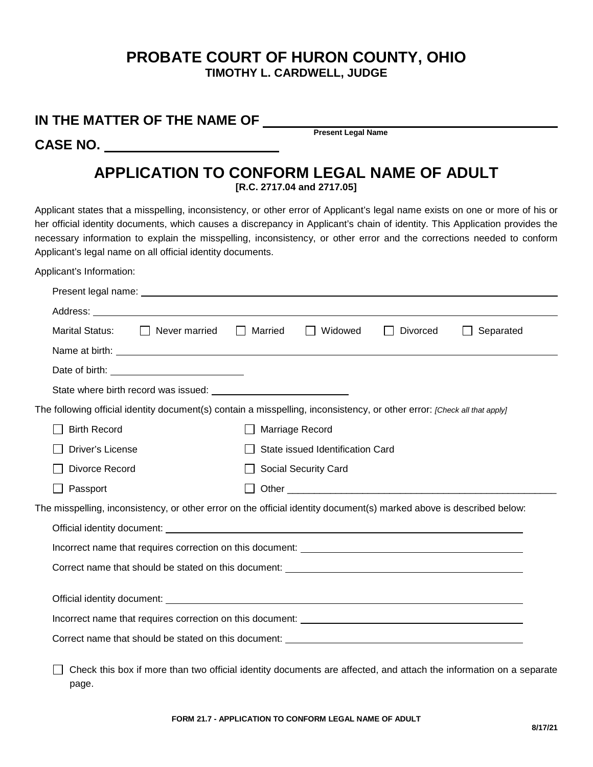# PROBATE COURT OF HURON COUNTY, OHIO

**TIMOTHY L. CARDWELL, JUDGE**

**IN THE MATTER OF THE NAME OF** ______________________________
**Present Legal Name**

**CASE NO.** ____________________

## APPLICATION TO CONFORM LEGAL NAME OF ADULT

**[R.C. 2717.04 and 2717.05]**

Applicant states that a misspelling, inconsistency, or other error of Applicant's legal name exists on one or more of his or her official identity documents, which causes a discrepancy in Applicant's chain of identity. This Application provides the necessary information to explain the misspelling, inconsistency, or other error and the corrections needed to conform Applicant's legal name on all official identity documents.

Applicant's Information:

Present legal name: ______________________________

Address: ______________________________

Marital Status: ☐ Never married ☐ Married ☐ Widowed ☐ Divorced ☐ Separated

Name at birth: ______________________________

Date of birth: ____________________

State where birth record was issued: ____________________

The following official identity document(s) contain a misspelling, inconsistency, or other error: *[Check all that apply]*

- ☐ Birth Record
- ☐ Marriage Record
- ☐ Driver's License
- ☐ State issued Identification Card
- ☐ Divorce Record
- ☐ Social Security Card
- ☐ Passport
- ☐ Other ______________________________

The misspelling, inconsistency, or other error on the official identity document(s) marked above is described below:

Official identity document: ______________________________

Incorrect name that requires correction on this document: ______________________________

Correct name that should be stated on this document: ______________________________

Official identity document: ______________________________

Incorrect name that requires correction on this document: ______________________________

Correct name that should be stated on this document: ______________________________

☐ Check this box if more than two official identity documents are affected, and attach the information on a separate page.

**FORM 21.7 - APPLICATION TO CONFORM LEGAL NAME OF ADULT**

**8/17/21**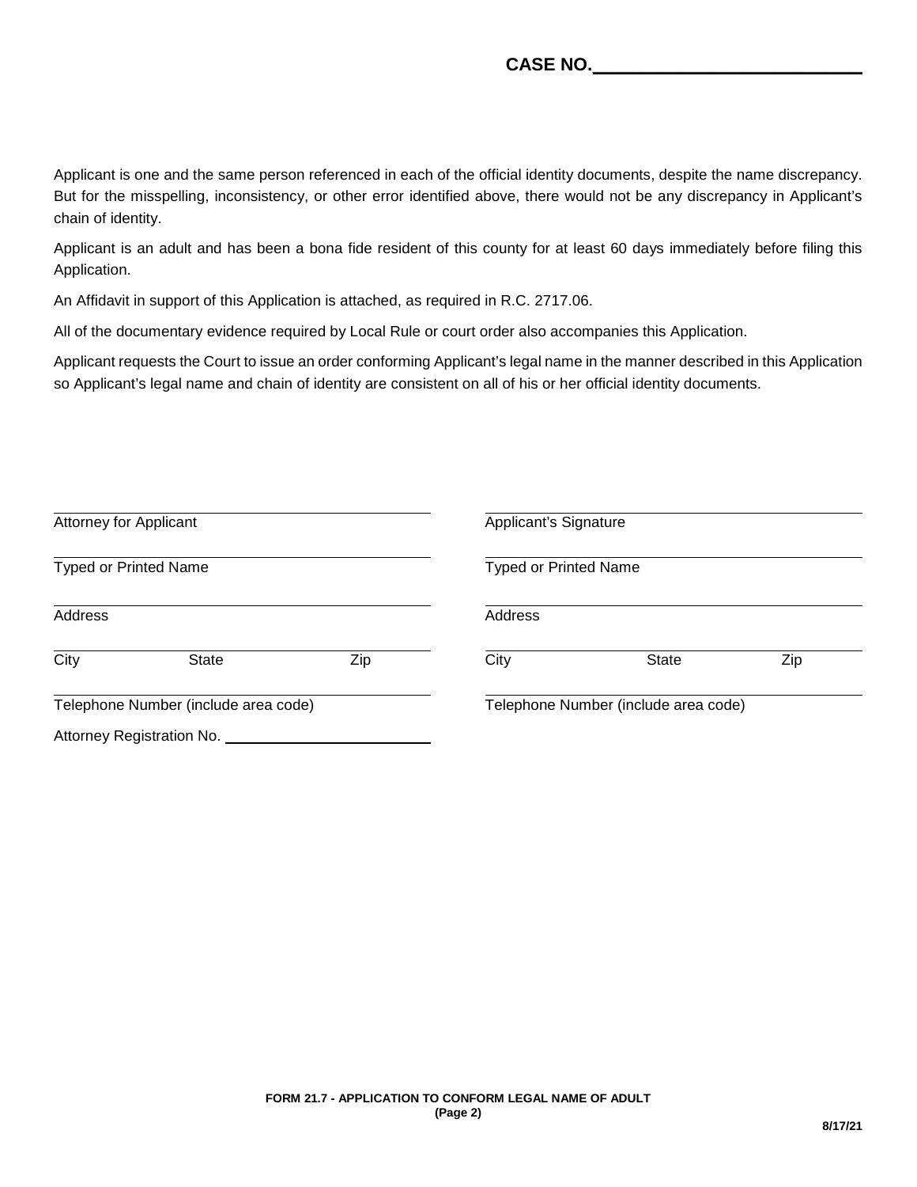**CASE NO.\_\_\_\_\_\_\_\_\_\_\_\_\_\_\_\_\_\_\_\_\_\_\_\_\_\_**

Applicant is one and the same person referenced in each of the official identity documents, despite the name discrepancy. But for the misspelling, inconsistency, or other error identified above, there would not be any discrepancy in Applicant's chain of identity.

Applicant is an adult and has been a bona fide resident of this county for at least 60 days immediately before filing this Application.

An Affidavit in support of this Application is attached, as required in R.C. 2717.06.

All of the documentary evidence required by Local Rule or court order also accompanies this Application.

Applicant requests the Court to issue an order conforming Applicant's legal name in the manner described in this Application so Applicant's legal name and chain of identity are consistent on all of his or her official identity documents.

| | |
|---|---|
| \_\_\_\_\_\_\_\_\_\_\_\_\_\_\_\_\_\_\_\_\_\_\_\_\_\_\_\_\_\_<br>Attorney for Applicant | \_\_\_\_\_\_\_\_\_\_\_\_\_\_\_\_\_\_\_\_\_\_\_\_\_\_\_\_\_\_<br>Applicant's Signature |
| \_\_\_\_\_\_\_\_\_\_\_\_\_\_\_\_\_\_\_\_\_\_\_\_\_\_\_\_\_\_<br>Typed or Printed Name | \_\_\_\_\_\_\_\_\_\_\_\_\_\_\_\_\_\_\_\_\_\_\_\_\_\_\_\_\_\_<br>Typed or Printed Name |
| \_\_\_\_\_\_\_\_\_\_\_\_\_\_\_\_\_\_\_\_\_\_\_\_\_\_\_\_\_\_<br>Address | \_\_\_\_\_\_\_\_\_\_\_\_\_\_\_\_\_\_\_\_\_\_\_\_\_\_\_\_\_\_<br>Address |
| \_\_\_\_\_\_\_\_\_\_\_\_\_\_\_\_\_\_\_\_\_\_\_\_\_\_\_\_\_\_<br>City State Zip | \_\_\_\_\_\_\_\_\_\_\_\_\_\_\_\_\_\_\_\_\_\_\_\_\_\_\_\_\_\_<br>City State Zip |
| \_\_\_\_\_\_\_\_\_\_\_\_\_\_\_\_\_\_\_\_\_\_\_\_\_\_\_\_\_\_<br>Telephone Number (include area code) | \_\_\_\_\_\_\_\_\_\_\_\_\_\_\_\_\_\_\_\_\_\_\_\_\_\_\_\_\_\_<br>Telephone Number (include area code) |
| Attorney Registration No. \_\_\_\_\_\_\_\_\_\_\_\_\_\_\_\_\_\_\_\_ | |

**FORM 21.7 - APPLICATION TO CONFORM LEGAL NAME OF ADULT**
**(Page 2)**

**8/17/21**